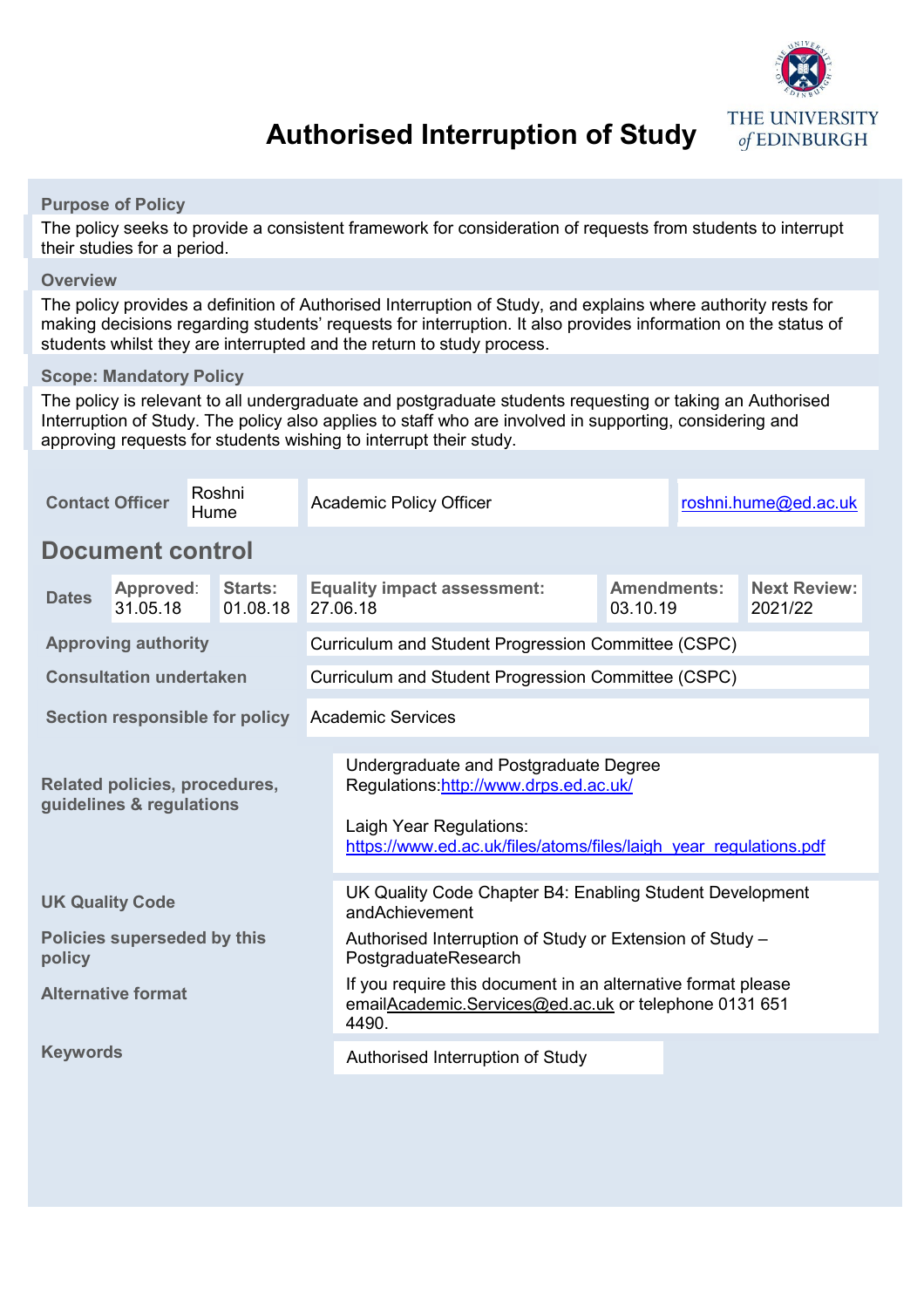# Authorised Interruption of Study

THE UNIVERSITY of EDINBURGH

**Purpose of Policy**

The policy seeks to provide a consistent framework for consideration of requests from students to interrupt their studies for a period.

**Overview**

The policy provides a definition of Authorised Interruption of Study, and explains where authority rests for making decisions regarding students' requests for interruption. It also provides information on the status of students whilst they are interrupted and the return to study process.

**Scope: Mandatory Policy**

The policy is relevant to all undergraduate and postgraduate students requesting or taking an Authorised Interruption of Study. The policy also applies to staff who are involved in supporting, considering and approving requests for students wishing to interrupt their study.

| **Contact Officer** | Roshni Hume | Academic Policy Officer | roshni.hume@ed.ac.uk |
|---|---|---|---|

## Document control

| **Dates** | **Approved**: 31.05.18 | **Starts:** 01.08.18 | **Equality impact assessment:** 27.06.18 | **Amendments:** 03.10.19 | **Next Review:** 2021/22 |
|---|---|---|---|---|---|

| | |
|---|---|
| **Approving authority** | Curriculum and Student Progression Committee (CSPC) |
| **Consultation undertaken** | Curriculum and Student Progression Committee (CSPC) |
| **Section responsible for policy** | Academic Services |
| **Related policies, procedures, guidelines & regulations** | Undergraduate and Postgraduate Degree Regulations:http://www.drps.ed.ac.uk/<br><br>Laigh Year Regulations: https://www.ed.ac.uk/files/atoms/files/laigh_year_regulations.pdf |
| **UK Quality Code** | UK Quality Code Chapter B4: Enabling Student Development andAchievement |
| **Policies superseded by this policy** | Authorised Interruption of Study or Extension of Study – PostgraduateResearch |
| **Alternative format** | If you require this document in an alternative format please emailAcademic.Services@ed.ac.uk or telephone 0131 651 4490. |
| **Keywords** | Authorised Interruption of Study |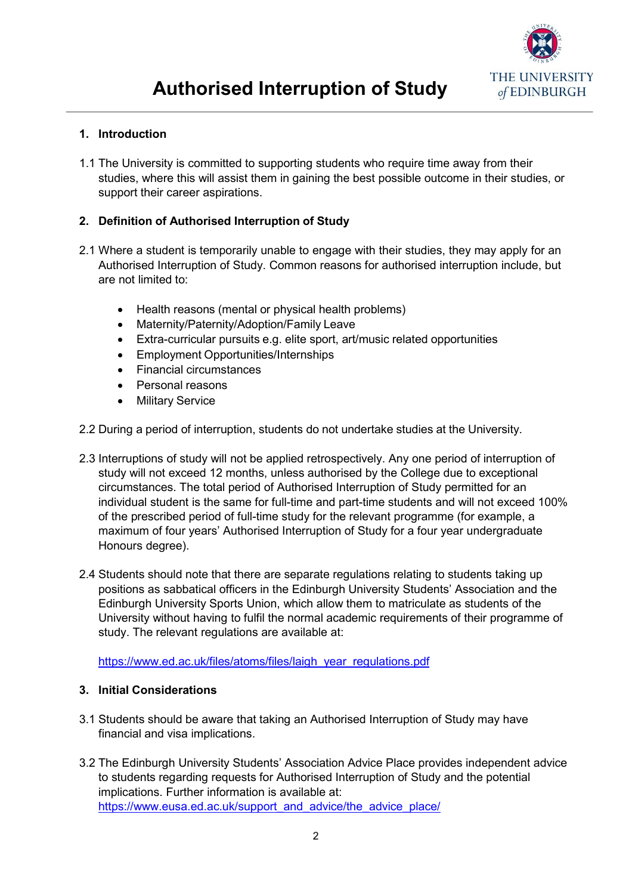# Authorised Interruption of Study

## 1. Introduction

1.1 The University is committed to supporting students who require time away from their studies, where this will assist them in gaining the best possible outcome in their studies, or support their career aspirations.

## 2. Definition of Authorised Interruption of Study

2.1 Where a student is temporarily unable to engage with their studies, they may apply for an Authorised Interruption of Study. Common reasons for authorised interruption include, but are not limited to:

- Health reasons (mental or physical health problems)
- Maternity/Paternity/Adoption/Family Leave
- Extra-curricular pursuits e.g. elite sport, art/music related opportunities
- Employment Opportunities/Internships
- Financial circumstances
- Personal reasons
- Military Service

2.2 During a period of interruption, students do not undertake studies at the University.

2.3 Interruptions of study will not be applied retrospectively. Any one period of interruption of study will not exceed 12 months, unless authorised by the College due to exceptional circumstances. The total period of Authorised Interruption of Study permitted for an individual student is the same for full-time and part-time students and will not exceed 100% of the prescribed period of full-time study for the relevant programme (for example, a maximum of four years' Authorised Interruption of Study for a four year undergraduate Honours degree).

2.4 Students should note that there are separate regulations relating to students taking up positions as sabbatical officers in the Edinburgh University Students' Association and the Edinburgh University Sports Union, which allow them to matriculate as students of the University without having to fulfil the normal academic requirements of their programme of study. The relevant regulations are available at:

https://www.ed.ac.uk/files/atoms/files/laigh_year_regulations.pdf

## 3. Initial Considerations

3.1 Students should be aware that taking an Authorised Interruption of Study may have financial and visa implications.

3.2 The Edinburgh University Students' Association Advice Place provides independent advice to students regarding requests for Authorised Interruption of Study and the potential implications. Further information is available at: https://www.eusa.ed.ac.uk/support_and_advice/the_advice_place/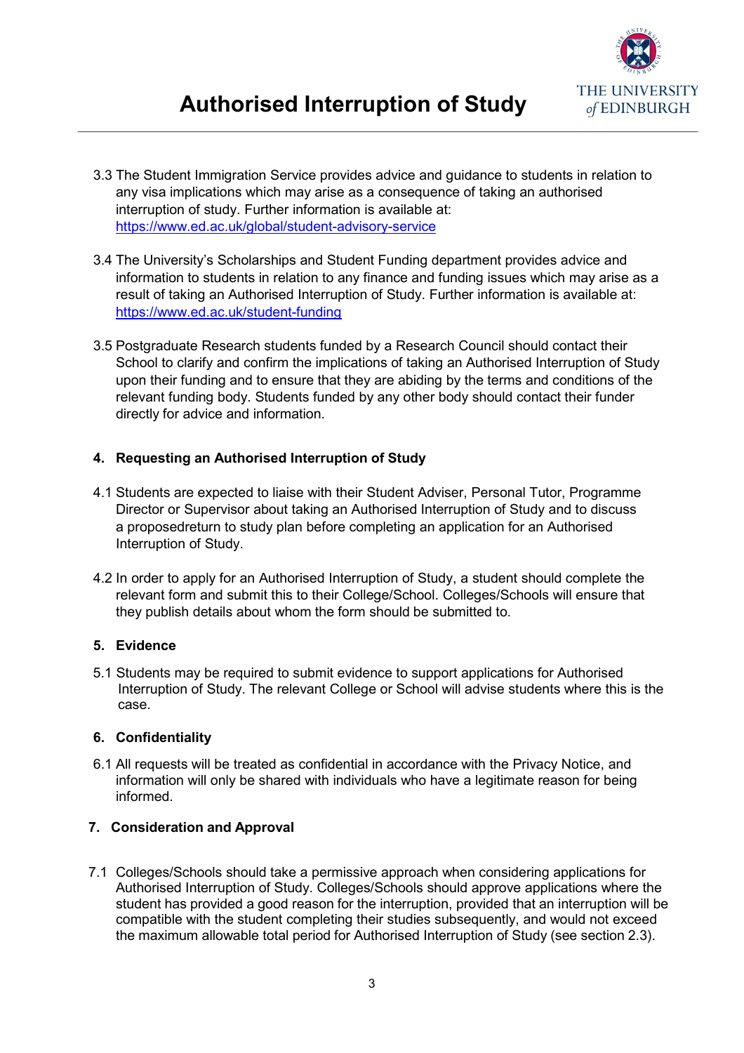3.3 The Student Immigration Service provides advice and guidance to students in relation to any visa implications which may arise as a consequence of taking an authorised interruption of study. Further information is available at: https://www.ed.ac.uk/global/student-advisory-service

3.4 The University's Scholarships and Student Funding department provides advice and information to students in relation to any finance and funding issues which may arise as a result of taking an Authorised Interruption of Study. Further information is available at: https://www.ed.ac.uk/student-funding

3.5 Postgraduate Research students funded by a Research Council should contact their School to clarify and confirm the implications of taking an Authorised Interruption of Study upon their funding and to ensure that they are abiding by the terms and conditions of the relevant funding body. Students funded by any other body should contact their funder directly for advice and information.

## 4. Requesting an Authorised Interruption of Study

4.1 Students are expected to liaise with their Student Adviser, Personal Tutor, Programme Director or Supervisor about taking an Authorised Interruption of Study and to discuss a proposedreturn to study plan before completing an application for an Authorised Interruption of Study.

4.2 In order to apply for an Authorised Interruption of Study, a student should complete the relevant form and submit this to their College/School. Colleges/Schools will ensure that they publish details about whom the form should be submitted to.

## 5. Evidence

5.1 Students may be required to submit evidence to support applications for Authorised Interruption of Study. The relevant College or School will advise students where this is the case.

## 6. Confidentiality

6.1 All requests will be treated as confidential in accordance with the Privacy Notice, and information will only be shared with individuals who have a legitimate reason for being informed.

## 7. Consideration and Approval

7.1 Colleges/Schools should take a permissive approach when considering applications for Authorised Interruption of Study. Colleges/Schools should approve applications where the student has provided a good reason for the interruption, provided that an interruption will be compatible with the student completing their studies subsequently, and would not exceed the maximum allowable total period for Authorised Interruption of Study (see section 2.3).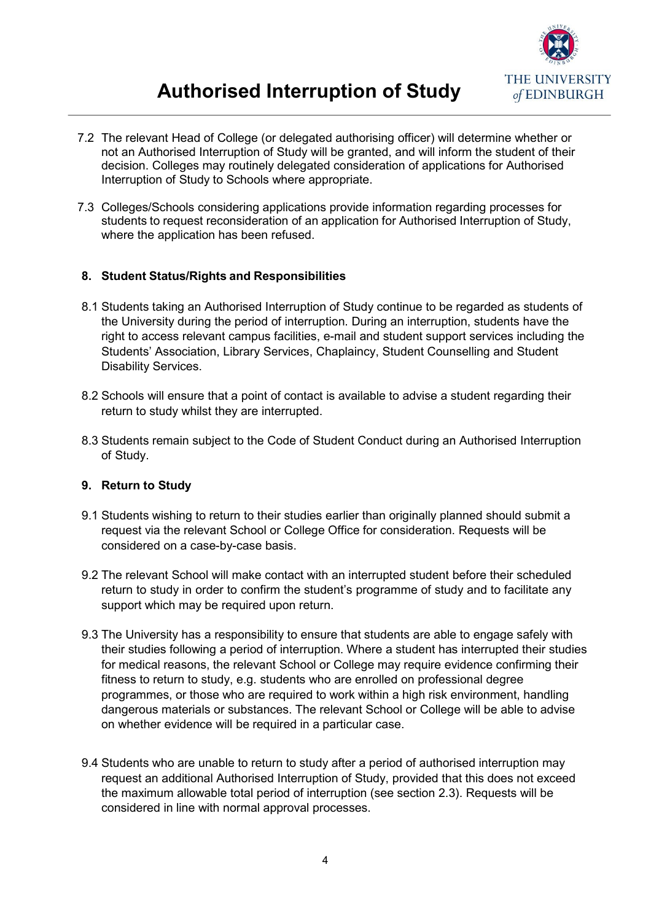7.2 The relevant Head of College (or delegated authorising officer) will determine whether or not an Authorised Interruption of Study will be granted, and will inform the student of their decision. Colleges may routinely delegated consideration of applications for Authorised Interruption of Study to Schools where appropriate.

7.3 Colleges/Schools considering applications provide information regarding processes for students to request reconsideration of an application for Authorised Interruption of Study, where the application has been refused.

## 8. Student Status/Rights and Responsibilities

8.1 Students taking an Authorised Interruption of Study continue to be regarded as students of the University during the period of interruption. During an interruption, students have the right to access relevant campus facilities, e-mail and student support services including the Students' Association, Library Services, Chaplaincy, Student Counselling and Student Disability Services.

8.2 Schools will ensure that a point of contact is available to advise a student regarding their return to study whilst they are interrupted.

8.3 Students remain subject to the Code of Student Conduct during an Authorised Interruption of Study.

## 9. Return to Study

9.1 Students wishing to return to their studies earlier than originally planned should submit a request via the relevant School or College Office for consideration. Requests will be considered on a case-by-case basis.

9.2 The relevant School will make contact with an interrupted student before their scheduled return to study in order to confirm the student's programme of study and to facilitate any support which may be required upon return.

9.3 The University has a responsibility to ensure that students are able to engage safely with their studies following a period of interruption. Where a student has interrupted their studies for medical reasons, the relevant School or College may require evidence confirming their fitness to return to study, e.g. students who are enrolled on professional degree programmes, or those who are required to work within a high risk environment, handling dangerous materials or substances. The relevant School or College will be able to advise on whether evidence will be required in a particular case.

9.4 Students who are unable to return to study after a period of authorised interruption may request an additional Authorised Interruption of Study, provided that this does not exceed the maximum allowable total period of interruption (see section 2.3). Requests will be considered in line with normal approval processes.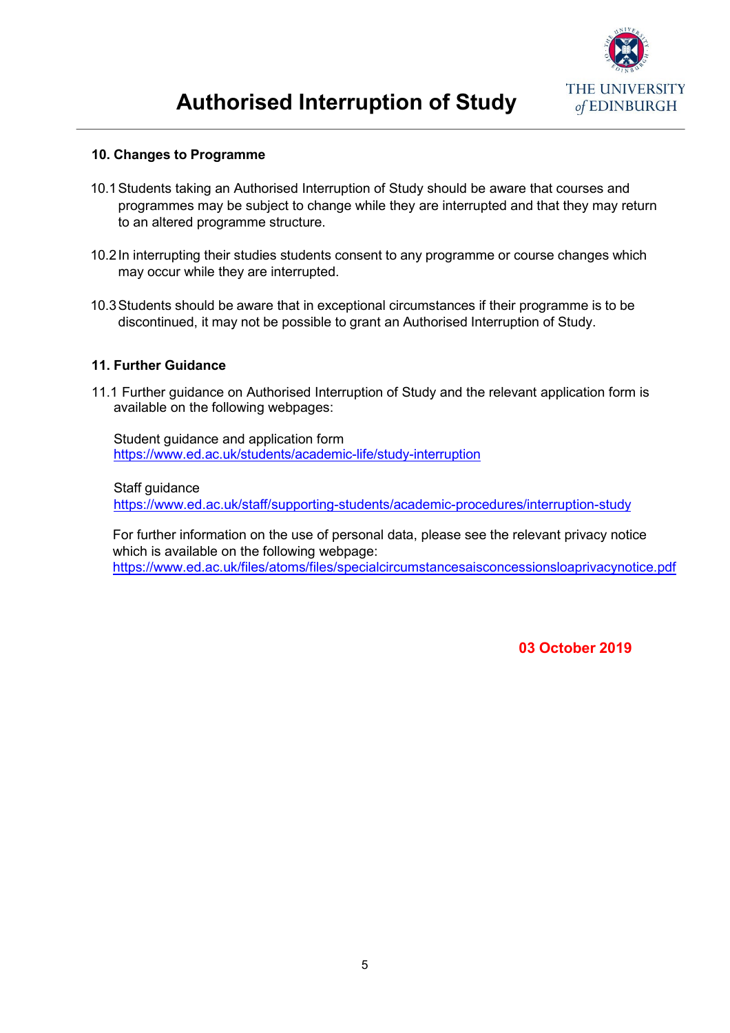## 10. Changes to Programme

10.1 Students taking an Authorised Interruption of Study should be aware that courses and programmes may be subject to change while they are interrupted and that they may return to an altered programme structure.

10.2 In interrupting their studies students consent to any programme or course changes which may occur while they are interrupted.

10.3 Students should be aware that in exceptional circumstances if their programme is to be discontinued, it may not be possible to grant an Authorised Interruption of Study.

## 11. Further Guidance

11.1 Further guidance on Authorised Interruption of Study and the relevant application form is available on the following webpages:

Student guidance and application form
https://www.ed.ac.uk/students/academic-life/study-interruption

Staff guidance
https://www.ed.ac.uk/staff/supporting-students/academic-procedures/interruption-study

For further information on the use of personal data, please see the relevant privacy notice which is available on the following webpage:
https://www.ed.ac.uk/files/atoms/files/specialcircumstancesaisconcessionsloaprivacynotice.pdf

**03 October 2019**